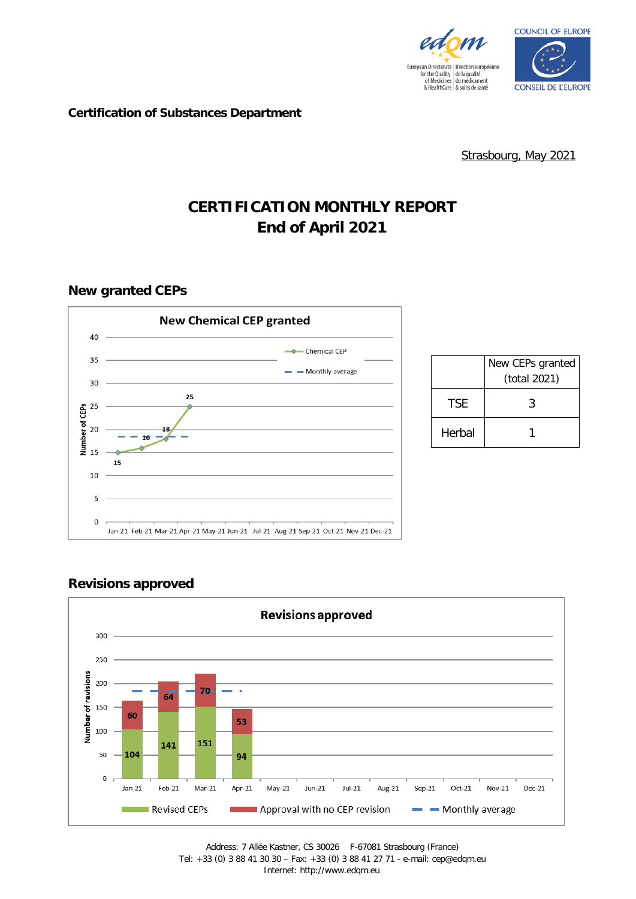**Certification of Substances Department**

Strasbourg, May 2021

# CERTIFICATION MONTHLY REPORT
# End of April 2021

## New granted CEPs

New Chemical CEP granted

| Month | Chemical CEP |
|---|---|
| Jan-21 | 15 |
| Feb-21 | 16 |
| Mar-21 | 18 |
| Apr-21 | 25 |

| | New CEPs granted (total 2021) |
|---|---|
| TSE | 3 |
| Herbal | 1 |

## Revisions approved

Revisions approved

| Month | Revised CEPs | Approval with no CEP revision |
|---|---|---|
| Jan-21 | 104 | 60 |
| Feb-21 | 141 | 64 |
| Mar-21 | 151 | 70 |
| Apr-21 | 94 | 53 |

Address: 7 Allée Kastner, CS 30026 F-67081 Strasbourg (France)
Tel: +33 (0) 3 88 41 30 30 – Fax: +33 (0) 3 88 41 27 71 - e-mail: cep@edqm.eu
Internet: http://www.edqm.eu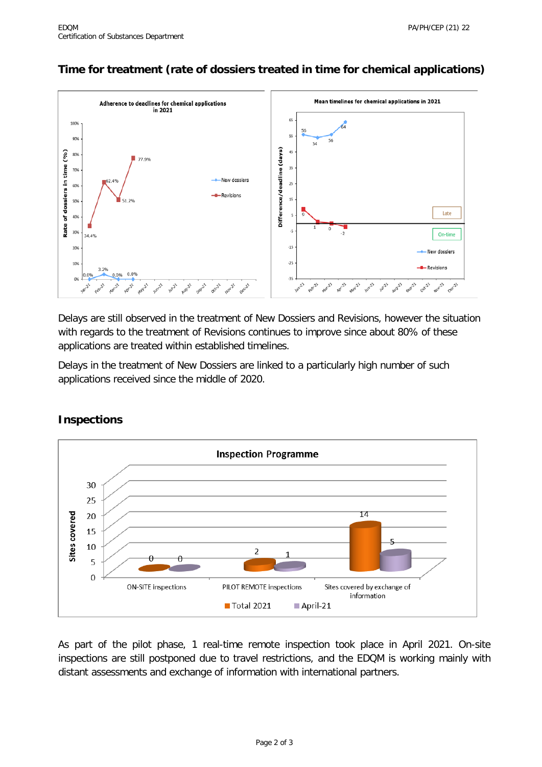## Time for treatment (rate of dossiers treated in time for chemical applications)

Delays are still observed in the treatment of New Dossiers and Revisions, however the situation with regards to the treatment of Revisions continues to improve since about 80% of these applications are treated within established timelines.

Delays in the treatment of New Dossiers are linked to a particularly high number of such applications received since the middle of 2020.

## Inspections

As part of the pilot phase, 1 real-time remote inspection took place in April 2021. On-site inspections are still postponed due to travel restrictions, and the EDQM is working mainly with distant assessments and exchange of information with international partners.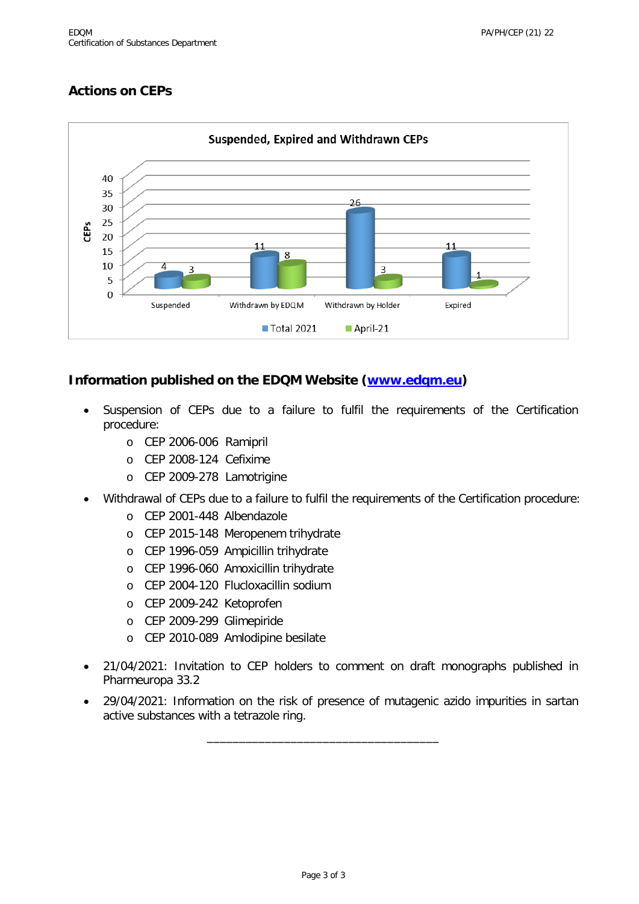## Actions on CEPs

Suspended, Expired and Withdrawn CEPs

CEPs

40
35
30
25
20
15
10
5
0

4
3
11
8
26
3
11
1

Suspended
Withdrawn by EDQM
Withdrawn by Holder
Expired

Total 2021
April-21

## Information published on the EDQM Website ([www.edqm.eu](www.edqm.eu))

- Suspension of CEPs due to a failure to fulfil the requirements of the Certification procedure:
  - CEP 2006-006 Ramipril
  - CEP 2008-124 Cefixime
  - CEP 2009-278 Lamotrigine
- Withdrawal of CEPs due to a failure to fulfil the requirements of the Certification procedure:
  - CEP 2001-448 Albendazole
  - CEP 2015-148 Meropenem trihydrate
  - CEP 1996-059 Ampicillin trihydrate
  - CEP 1996-060 Amoxicillin trihydrate
  - CEP 2004-120 Flucloxacillin sodium
  - CEP 2009-242 Ketoprofen
  - CEP 2009-299 Glimepiride
  - CEP 2010-089 Amlodipine besilate
- 21/04/2021: Invitation to CEP holders to comment on draft monographs published in Pharmeuropa 33.2
- 29/04/2021: Information on the risk of presence of mutagenic azido impurities in sartan active substances with a tetrazole ring.

___________________________________